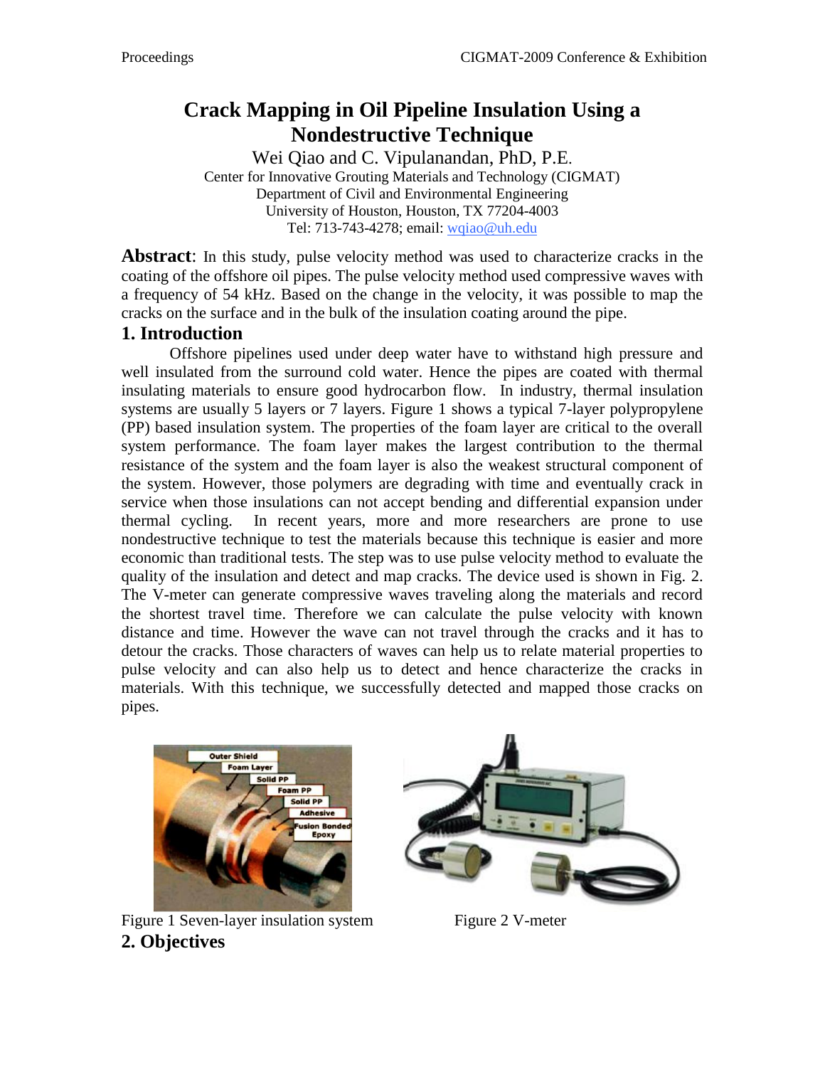# Crack Mapping in Oil Pipeline Insulation Using a Nondestructive Technique

Wei Qiao and C. Vipulanandan, PhD, P.E.
Center for Innovative Grouting Materials and Technology (CIGMAT)
Department of Civil and Environmental Engineering
University of Houston, Houston, TX 77204-4003
Tel: 713-743-4278; email: wqiao@uh.edu

**Abstract**: In this study, pulse velocity method was used to characterize cracks in the coating of the offshore oil pipes. The pulse velocity method used compressive waves with a frequency of 54 kHz. Based on the change in the velocity, it was possible to map the cracks on the surface and in the bulk of the insulation coating around the pipe.

## 1. Introduction

Offshore pipelines used under deep water have to withstand high pressure and well insulated from the surround cold water. Hence the pipes are coated with thermal insulating materials to ensure good hydrocarbon flow. In industry, thermal insulation systems are usually 5 layers or 7 layers. Figure 1 shows a typical 7-layer polypropylene (PP) based insulation system. The properties of the foam layer are critical to the overall system performance. The foam layer makes the largest contribution to the thermal resistance of the system and the foam layer is also the weakest structural component of the system. However, those polymers are degrading with time and eventually crack in service when those insulations can not accept bending and differential expansion under thermal cycling. In recent years, more and more researchers are prone to use nondestructive technique to test the materials because this technique is easier and more economic than traditional tests. The step was to use pulse velocity method to evaluate the quality of the insulation and detect and map cracks. The device used is shown in Fig. 2. The V-meter can generate compressive waves traveling along the materials and record the shortest travel time. Therefore we can calculate the pulse velocity with known distance and time. However the wave can not travel through the cracks and it has to detour the cracks. Those characters of waves can help us to relate material properties to pulse velocity and can also help us to detect and hence characterize the cracks in materials. With this technique, we successfully detected and mapped those cracks on pipes.

Figure 1 Seven-layer insulation system

Figure 2 V-meter

## 2. Objectives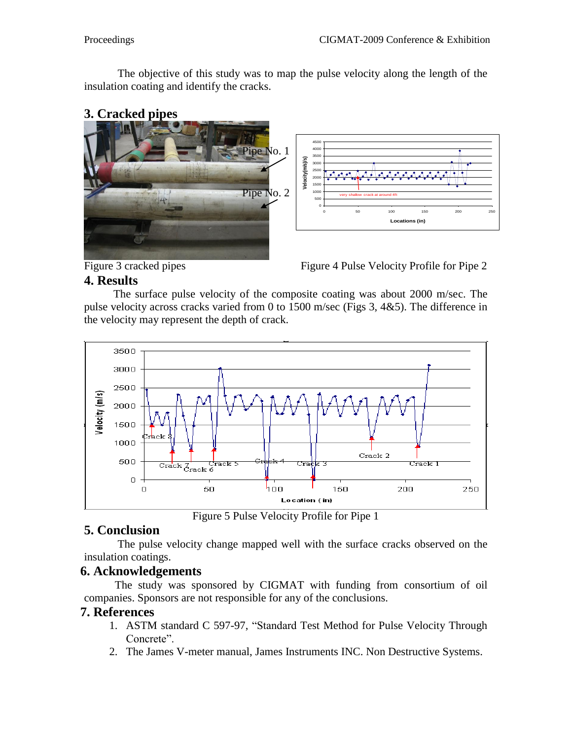The objective of this study was to map the pulse velocity along the length of the insulation coating and identify the cracks.

## 3. Cracked pipes

Pipe No. 1

Pipe No. 2

Figure 3 cracked pipes

4500
4000
3500
3000
2500
2000
1500
1000
500
0

Velocity(m/s)/s)

very shallow crack at around 4ft

0 50 100 150 200 250

Locations (in)

Figure 4 Pulse Velocity Profile for Pipe 2

## 4. Results

The surface pulse velocity of the composite coating was about 2000 m/sec. The pulse velocity across cracks varied from 0 to 1500 m/sec (Figs 3, 4&5). The difference in the velocity may represent the depth of crack.

3500
3000
2500
2000
1500
1000
500
0

Velocity (m/s)

Crack 8
Crack 7
Crack 6
Crack 5
Crack 4
Crack 3
Crack 2
Crack 1

0 50 100 150 200 250

Location (in)

Figure 5 Pulse Velocity Profile for Pipe 1

## 5. Conclusion

The pulse velocity change mapped well with the surface cracks observed on the insulation coatings.

## 6. Acknowledgements

The study was sponsored by CIGMAT with funding from consortium of oil companies. Sponsors are not responsible for any of the conclusions.

## 7. References

1. ASTM standard C 597-97, "Standard Test Method for Pulse Velocity Through Concrete".
2. The James V-meter manual, James Instruments INC. Non Destructive Systems.